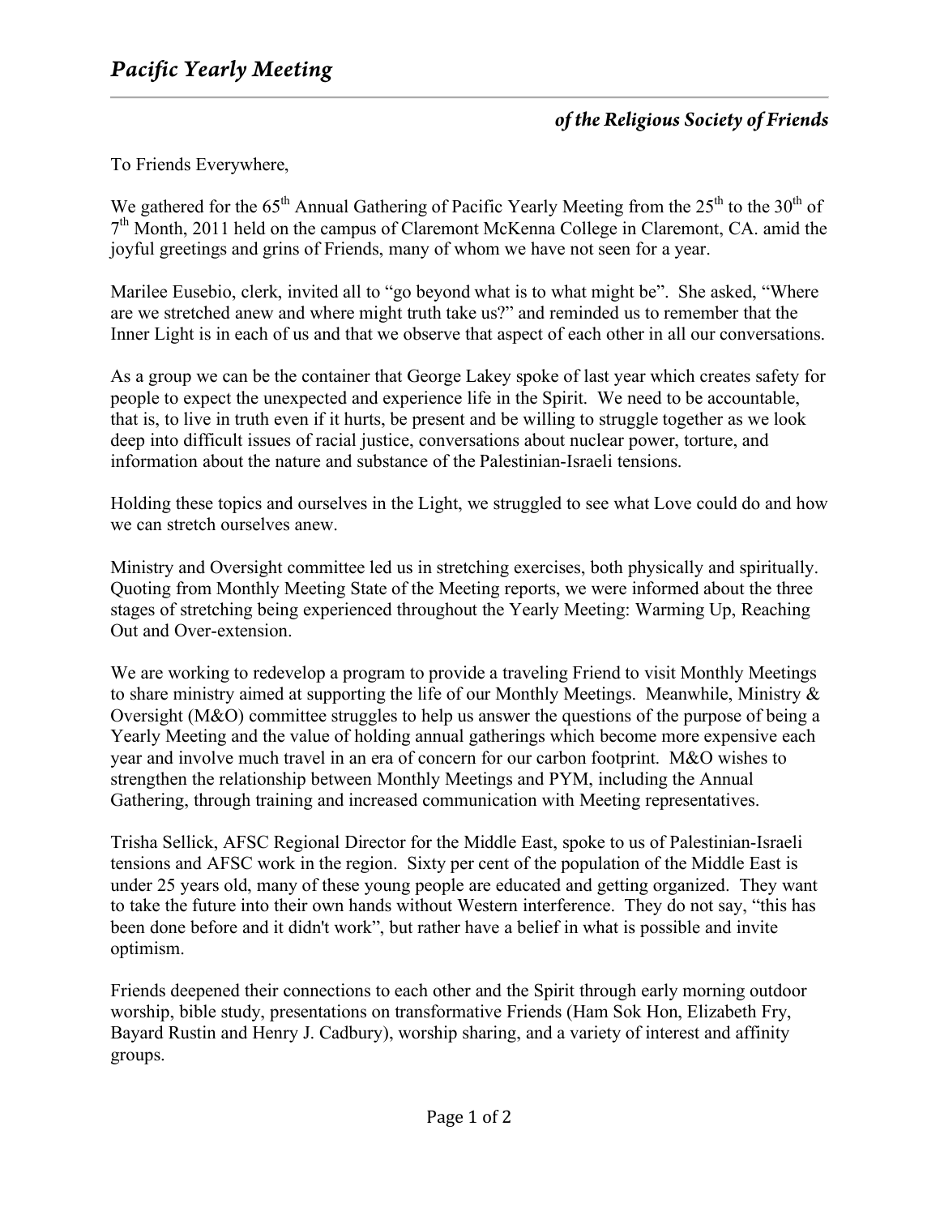# *Pacific Yearly Meeting*

## *of the Religious Society of Friends*

To Friends Everywhere,

We gathered for the 65th Annual Gathering of Pacific Yearly Meeting from the 25th to the 30th of 7th Month, 2011 held on the campus of Claremont McKenna College in Claremont, CA. amid the joyful greetings and grins of Friends, many of whom we have not seen for a year.

Marilee Eusebio, clerk, invited all to “go beyond what is to what might be”. She asked, “Where are we stretched anew and where might truth take us?” and reminded us to remember that the Inner Light is in each of us and that we observe that aspect of each other in all our conversations.

As a group we can be the container that George Lakey spoke of last year which creates safety for people to expect the unexpected and experience life in the Spirit. We need to be accountable, that is, to live in truth even if it hurts, be present and be willing to struggle together as we look deep into difficult issues of racial justice, conversations about nuclear power, torture, and information about the nature and substance of the Palestinian-Israeli tensions.

Holding these topics and ourselves in the Light, we struggled to see what Love could do and how we can stretch ourselves anew.

Ministry and Oversight committee led us in stretching exercises, both physically and spiritually. Quoting from Monthly Meeting State of the Meeting reports, we were informed about the three stages of stretching being experienced throughout the Yearly Meeting: Warming Up, Reaching Out and Over-extension.

We are working to redevelop a program to provide a traveling Friend to visit Monthly Meetings to share ministry aimed at supporting the life of our Monthly Meetings. Meanwhile, Ministry & Oversight (M&O) committee struggles to help us answer the questions of the purpose of being a Yearly Meeting and the value of holding annual gatherings which become more expensive each year and involve much travel in an era of concern for our carbon footprint. M&O wishes to strengthen the relationship between Monthly Meetings and PYM, including the Annual Gathering, through training and increased communication with Meeting representatives.

Trisha Sellick, AFSC Regional Director for the Middle East, spoke to us of Palestinian-Israeli tensions and AFSC work in the region. Sixty per cent of the population of the Middle East is under 25 years old, many of these young people are educated and getting organized. They want to take the future into their own hands without Western interference. They do not say, “this has been done before and it didn't work”, but rather have a belief in what is possible and invite optimism.

Friends deepened their connections to each other and the Spirit through early morning outdoor worship, bible study, presentations on transformative Friends (Ham Sok Hon, Elizabeth Fry, Bayard Rustin and Henry J. Cadbury), worship sharing, and a variety of interest and affinity groups.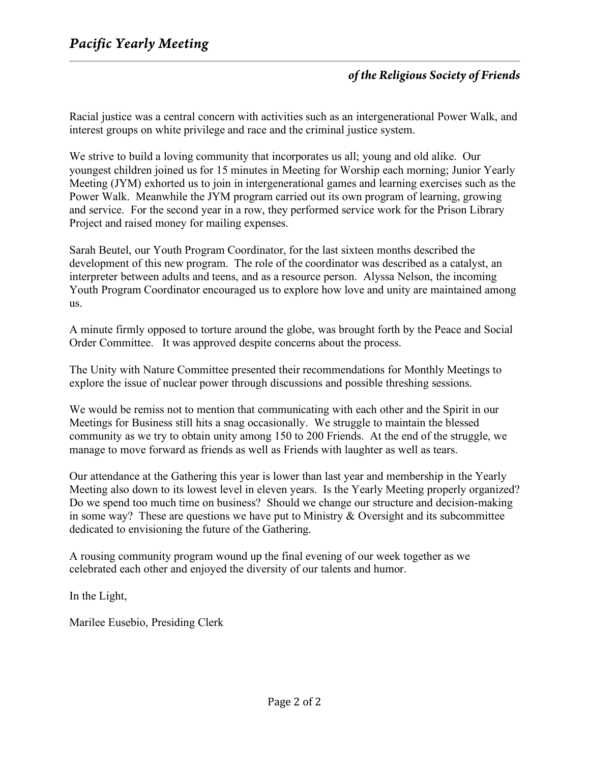Racial justice was a central concern with activities such as an intergenerational Power Walk, and interest groups on white privilege and race and the criminal justice system.

We strive to build a loving community that incorporates us all; young and old alike. Our youngest children joined us for 15 minutes in Meeting for Worship each morning; Junior Yearly Meeting (JYM) exhorted us to join in intergenerational games and learning exercises such as the Power Walk. Meanwhile the JYM program carried out its own program of learning, growing and service. For the second year in a row, they performed service work for the Prison Library Project and raised money for mailing expenses.

Sarah Beutel, our Youth Program Coordinator, for the last sixteen months described the development of this new program. The role of the coordinator was described as a catalyst, an interpreter between adults and teens, and as a resource person. Alyssa Nelson, the incoming Youth Program Coordinator encouraged us to explore how love and unity are maintained among us.

A minute firmly opposed to torture around the globe, was brought forth by the Peace and Social Order Committee. It was approved despite concerns about the process.

The Unity with Nature Committee presented their recommendations for Monthly Meetings to explore the issue of nuclear power through discussions and possible threshing sessions.

We would be remiss not to mention that communicating with each other and the Spirit in our Meetings for Business still hits a snag occasionally. We struggle to maintain the blessed community as we try to obtain unity among 150 to 200 Friends. At the end of the struggle, we manage to move forward as friends as well as Friends with laughter as well as tears.

Our attendance at the Gathering this year is lower than last year and membership in the Yearly Meeting also down to its lowest level in eleven years. Is the Yearly Meeting properly organized? Do we spend too much time on business? Should we change our structure and decision-making in some way? These are questions we have put to Ministry & Oversight and its subcommittee dedicated to envisioning the future of the Gathering.

A rousing community program wound up the final evening of our week together as we celebrated each other and enjoyed the diversity of our talents and humor.

In the Light,

Marilee Eusebio, Presiding Clerk